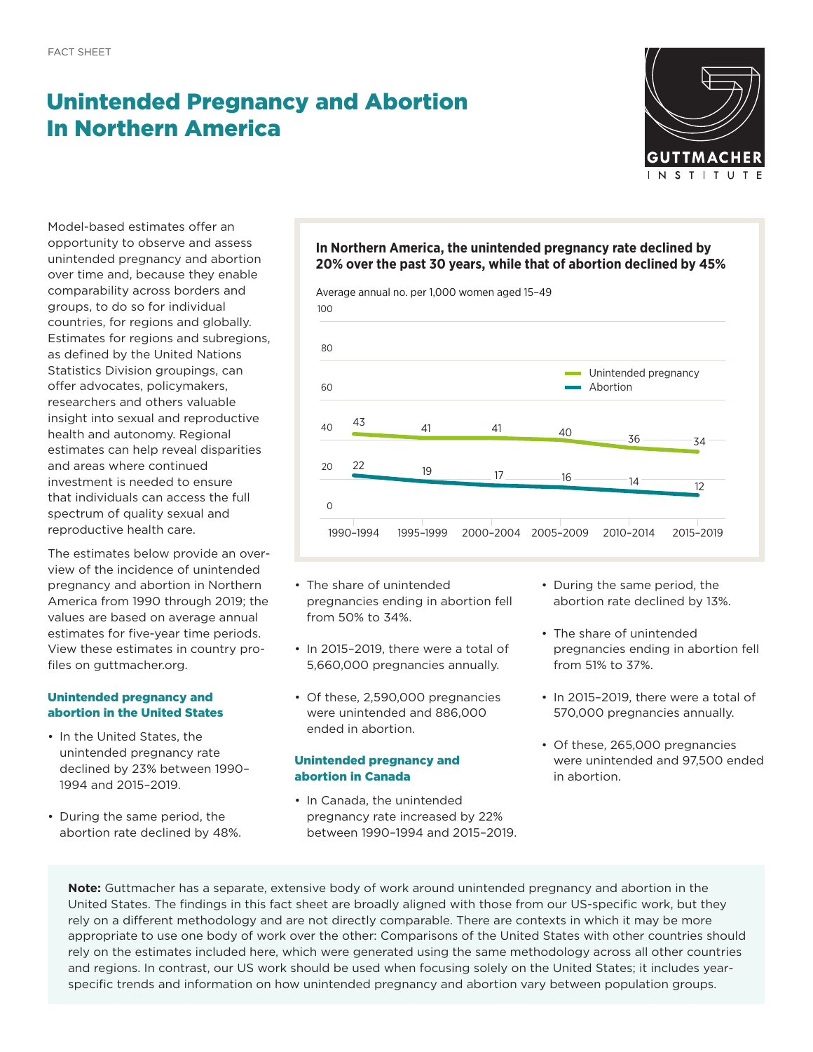FACT SHEET

# Unintended Pregnancy and Abortion In Northern America

Model-based estimates offer an opportunity to observe and assess unintended pregnancy and abortion over time and, because they enable comparability across borders and groups, to do so for individual countries, for regions and globally. Estimates for regions and subregions, as defined by the United Nations Statistics Division groupings, can offer advocates, policymakers, researchers and others valuable insight into sexual and reproductive health and autonomy. Regional estimates can help reveal disparities and areas where continued investment is needed to ensure that individuals can access the full spectrum of quality sexual and reproductive health care.

The estimates below provide an overview of the incidence of unintended pregnancy and abortion in Northern America from 1990 through 2019; the values are based on average annual estimates for five-year time periods. View these estimates in country profiles on guttmacher.org.

**In Northern America, the unintended pregnancy rate declined by 20% over the past 30 years, while that of abortion declined by 45%**

Average annual no. per 1,000 women aged 15–49

| | 1990–1994 | 1995–1999 | 2000–2004 | 2005–2009 | 2010–2014 | 2015–2019 |
|---|---|---|---|---|---|---|
| Unintended pregnancy | 43 | 41 | 41 | 40 | 36 | 34 |
| Abortion | 22 | 19 | 17 | 16 | 14 | 12 |

### Unintended pregnancy and abortion in the United States

- In the United States, the unintended pregnancy rate declined by 23% between 1990–1994 and 2015–2019.
- During the same period, the abortion rate declined by 48%.
- The share of unintended pregnancies ending in abortion fell from 50% to 34%.
- In 2015–2019, there were a total of 5,660,000 pregnancies annually.
- Of these, 2,590,000 pregnancies were unintended and 886,000 ended in abortion.

### Unintended pregnancy and abortion in Canada

- In Canada, the unintended pregnancy rate increased by 22% between 1990–1994 and 2015–2019.
- During the same period, the abortion rate declined by 13%.
- The share of unintended pregnancies ending in abortion fell from 51% to 37%.
- In 2015–2019, there were a total of 570,000 pregnancies annually.
- Of these, 265,000 pregnancies were unintended and 97,500 ended in abortion.

**Note:** Guttmacher has a separate, extensive body of work around unintended pregnancy and abortion in the United States. The findings in this fact sheet are broadly aligned with those from our US-specific work, but they rely on a different methodology and are not directly comparable. There are contexts in which it may be more appropriate to use one body of work over the other: Comparisons of the United States with other countries should rely on the estimates included here, which were generated using the same methodology across all other countries and regions. In contrast, our US work should be used when focusing solely on the United States; it includes year-specific trends and information on how unintended pregnancy and abortion vary between population groups.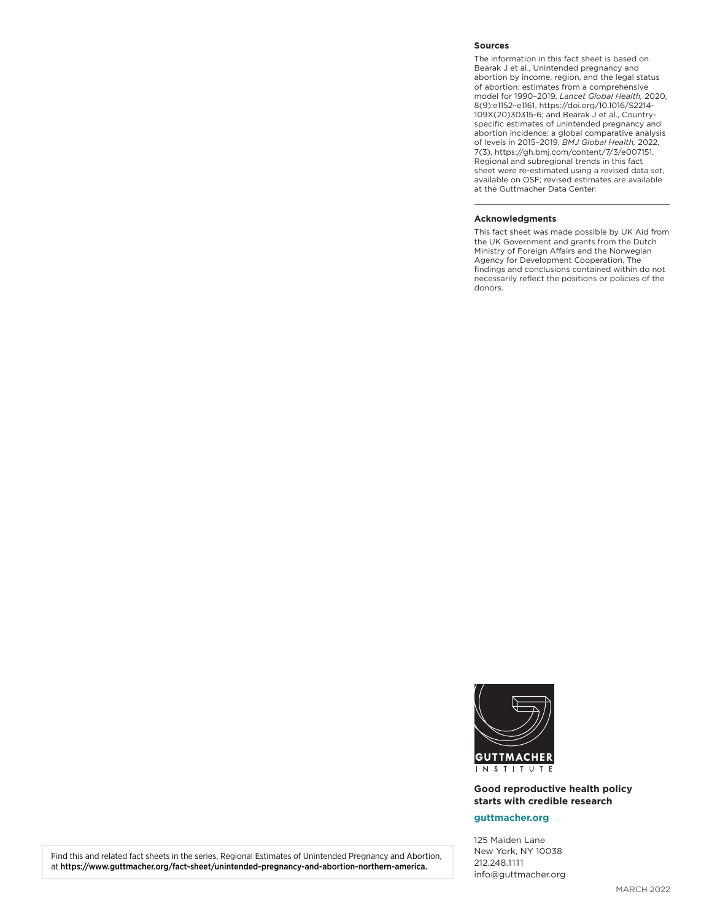### Sources

The information in this fact sheet is based on Bearak J et al., Unintended pregnancy and abortion by income, region, and the legal status of abortion: estimates from a comprehensive model for 1990–2019, *Lancet Global Health,* 2020, 8(9):e1152–e1161, https://doi.org/10.1016/S2214-109X(20)30315-6; and Bearak J et al., Country-specific estimates of unintended pregnancy and abortion incidence: a global comparative analysis of levels in 2015–2019, *BMJ Global Health,* 2022, 7(3), https://gh.bmj.com/content/7/3/e007151. Regional and subregional trends in this fact sheet were re-estimated using a revised data set, available on OSF; revised estimates are available at the Guttmacher Data Center.

### Acknowledgments

This fact sheet was made possible by UK Aid from the UK Government and grants from the Dutch Ministry of Foreign Affairs and the Norwegian Agency for Development Cooperation. The findings and conclusions contained within do not necessarily reflect the positions or policies of the donors.

GUTTMACHER INSTITUTE

**Good reproductive health policy starts with credible research**

**guttmacher.org**

125 Maiden Lane
New York, NY 10038
212.248.1111
info@guttmacher.org

MARCH 2022

Find this and related fact sheets in the series, Regional Estimates of Unintended Pregnancy and Abortion, at **https://www.guttmacher.org/fact-sheet/unintended-pregnancy-and-abortion-northern-america.**